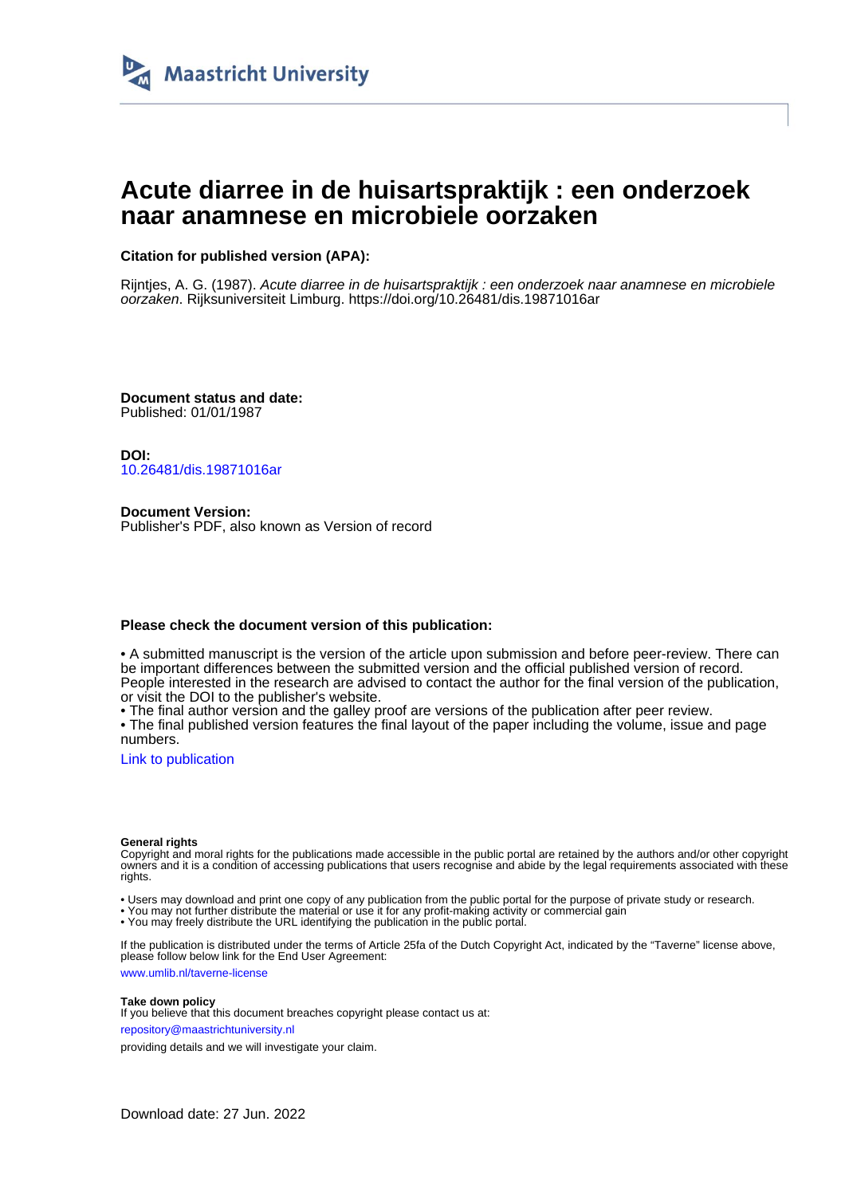Maastricht University

# Acute diarree in de huisartspraktijk : een onderzoek naar anamnese en microbiele oorzaken

**Citation for published version (APA):**

Rijntjes, A. G. (1987). *Acute diarree in de huisartspraktijk : een onderzoek naar anamnese en microbiele oorzaken*. Rijksuniversiteit Limburg. https://doi.org/10.26481/dis.19871016ar

**Document status and date:**
Published: 01/01/1987

**DOI:**
10.26481/dis.19871016ar

**Document Version:**
Publisher's PDF, also known as Version of record

**Please check the document version of this publication:**

• A submitted manuscript is the version of the article upon submission and before peer-review. There can be important differences between the submitted version and the official published version of record. People interested in the research are advised to contact the author for the final version of the publication, or visit the DOI to the publisher's website.
• The final author version and the galley proof are versions of the publication after peer review.
• The final published version features the final layout of the paper including the volume, issue and page numbers.

Link to publication

**General rights**
Copyright and moral rights for the publications made accessible in the public portal are retained by the authors and/or other copyright owners and it is a condition of accessing publications that users recognise and abide by the legal requirements associated with these rights.

• Users may download and print one copy of any publication from the public portal for the purpose of private study or research.
• You may not further distribute the material or use it for any profit-making activity or commercial gain
• You may freely distribute the URL identifying the publication in the public portal.

If the publication is distributed under the terms of Article 25fa of the Dutch Copyright Act, indicated by the "Taverne" license above, please follow below link for the End User Agreement:

www.umlib.nl/taverne-license

**Take down policy**
If you believe that this document breaches copyright please contact us at:

repository@maastrichtuniversity.nl

providing details and we will investigate your claim.

Download date: 27 Jun. 2022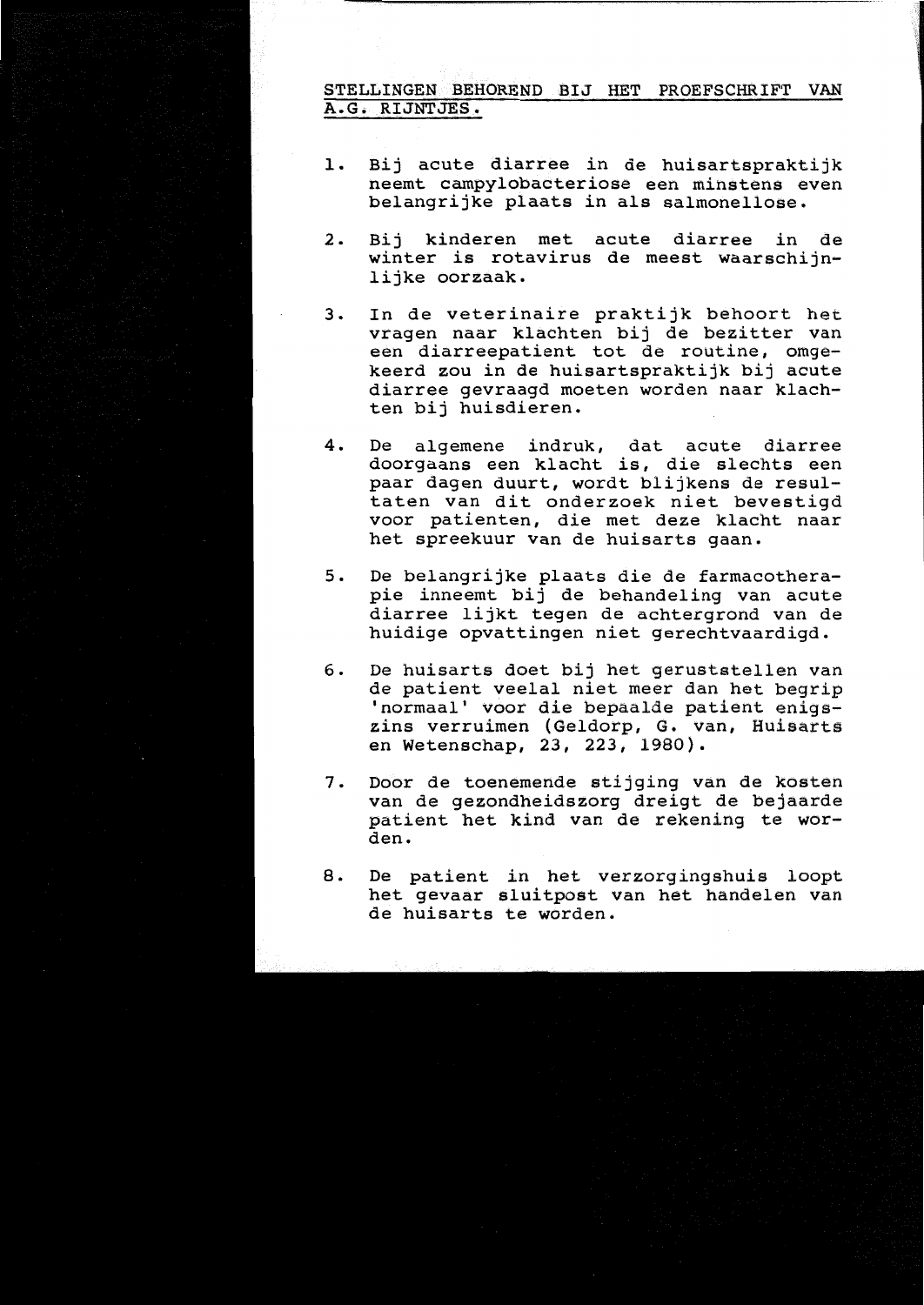STELLINGEN BEHOREND BIJ HET PROEFSCHRIFT VAN A.G. RIJNTJES.

1. Bij acute diarree in de huisartspraktijk neemt campylobacteriose een minstens even belangrijke plaats in als salmonellose.

2. Bij kinderen met acute diarree in de winter is rotavirus de meest waarschijnlijke oorzaak.

3. In de veterinaire praktijk behoort het vragen naar klachten bij de bezitter van een diarreepatient tot de routine, omgekeerd zou in de huisartspraktijk bij acute diarree gevraagd moeten worden naar klachten bij huisdieren.

4. De algemene indruk, dat acute diarree doorgaans een klacht is, die slechts een paar dagen duurt, wordt blijkens de resultaten van dit onderzoek niet bevestigd voor patienten, die met deze klacht naar het spreekuur van de huisarts gaan.

5. De belangrijke plaats die de farmacotherapie inneemt bij de behandeling van acute diarree lijkt tegen de achtergrond van de huidige opvattingen niet gerechtvaardigd.

6. De huisarts doet bij het geruststellen van de patient veelal niet meer dan het begrip 'normaal' voor die bepaalde patient enigszins verruimen (Geldorp, G. van, Huisarts en Wetenschap, 23, 223, 1980).

7. Door de toenemende stijging van de kosten van de gezondheidszorg dreigt de bejaarde patient het kind van de rekening te worden.

8. De patient in het verzorgingshuis loopt het gevaar sluitpost van het handelen van de huisarts te worden.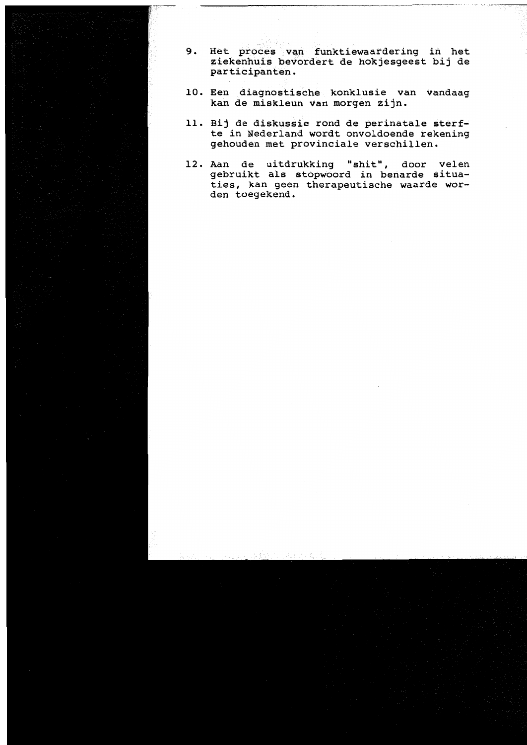9. Het proces van funktiewaardering in het ziekenhuis bevordert de hokjesgeest bij de participanten.

10. Een diagnostische konklusie van vandaag kan de miskleun van morgen zijn.

11. Bij de diskussie rond de perinatale sterfte in Nederland wordt onvoldoende rekening gehouden met provinciale verschillen.

12. Aan de uitdrukking "shit", door velen gebruikt als stopwoord in benarde situaties, kan geen therapeutische waarde worden toegekend.